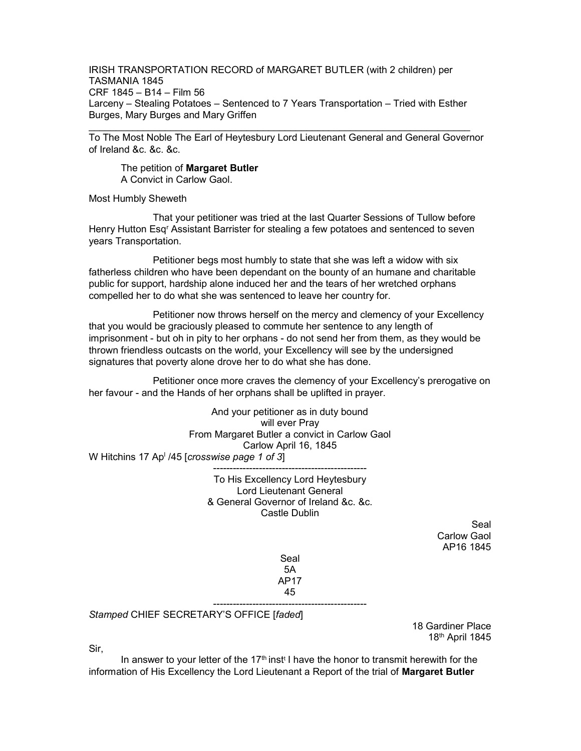IRISH TRANSPORTATION RECORD of MARGARET BUTLER (with 2 children) per TASMANIA 1845
CRF 1845 – B14 – Film 56
Larceny – Stealing Potatoes – Sentenced to 7 Years Transportation – Tried with Esther Burges, Mary Burges and Mary Griffen

---

To The Most Noble The Earl of Heytesbury Lord Lieutenant General and General Governor of Ireland &c. &c. &c.

The petition of **Margaret Butler**
A Convict in Carlow Gaol.

Most Humbly Sheweth

That your petitioner was tried at the last Quarter Sessions of Tullow before Henry Hutton Esq[r] Assistant Barrister for stealing a few potatoes and sentenced to seven years Transportation.

Petitioner begs most humbly to state that she was left a widow with six fatherless children who have been dependant on the bounty of an humane and charitable public for support, hardship alone induced her and the tears of her wretched orphans compelled her to do what she was sentenced to leave her country for.

Petitioner now throws herself on the mercy and clemency of your Excellency that you would be graciously pleased to commute her sentence to any length of imprisonment - but oh in pity to her orphans - do not send her from them, as they would be thrown friendless outcasts on the world, your Excellency will see by the undersigned signatures that poverty alone drove her to do what she has done.

Petitioner once more craves the clemency of your Excellency's prerogative on her favour - and the Hands of her orphans shall be uplifted in prayer.

And your petitioner as in duty bound
will ever Pray
From Margaret Butler a convict in Carlow Gaol
Carlow April 16, 1845

W Hitchins 17 Ap[l] /45 [*crosswise page 1 of 3*]

---

To His Excellency Lord Heytesbury
Lord Lieutenant General
& General Governor of Ireland &c. &c.
Castle Dublin

Seal
Carlow Gaol
AP16 1845

Seal
5A
AP17
45

---

*Stamped* CHIEF SECRETARY'S OFFICE [*faded*]

18 Gardiner Place
18[th] April 1845

Sir,

In answer to your letter of the 17[th] inst[t] I have the honor to transmit herewith for the information of His Excellency the Lord Lieutenant a Report of the trial of **Margaret Butler**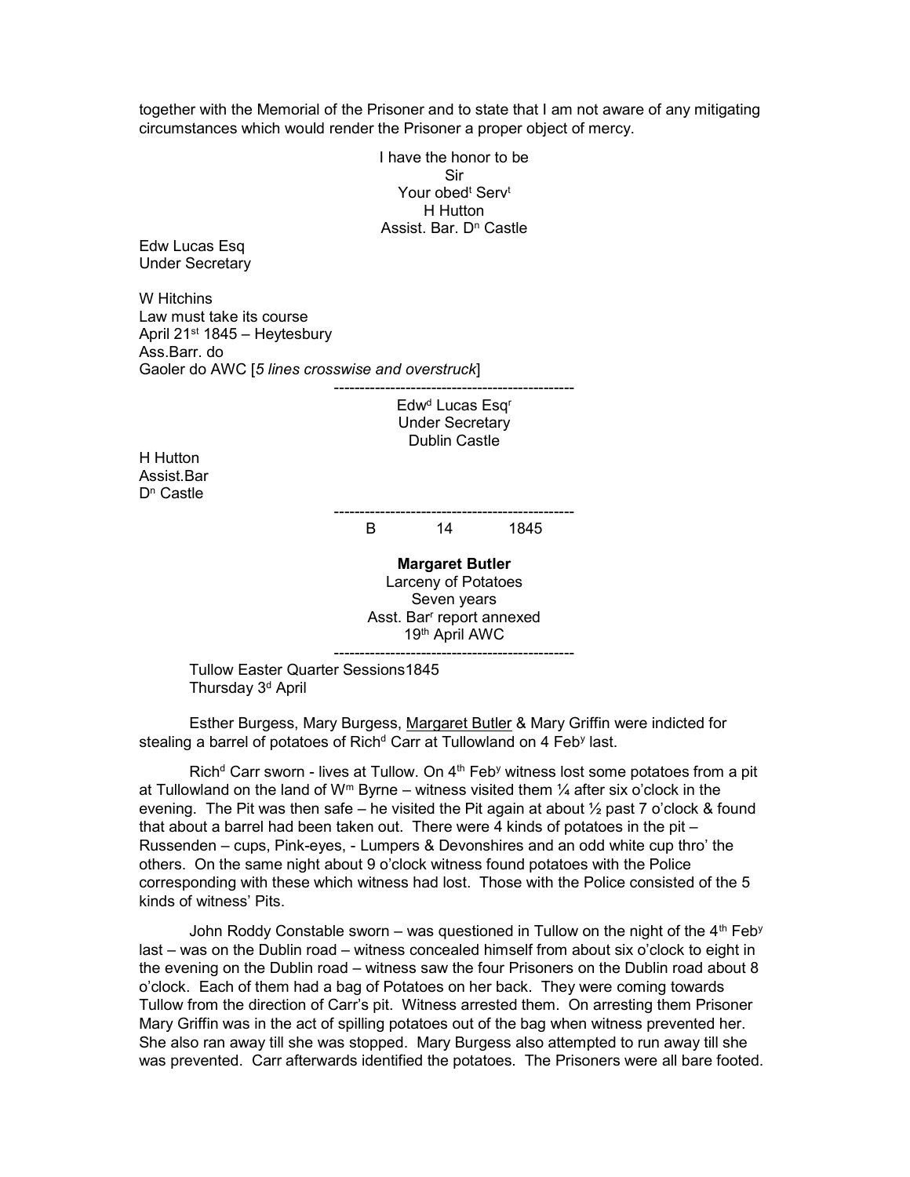together with the Memorial of the Prisoner and to state that I am not aware of any mitigating circumstances which would render the Prisoner a proper object of mercy.

I have the honor to be
Sir
Your obed[t] Serv[t]
H Hutton
Assist. Bar. D[n] Castle

Edw Lucas Esq
Under Secretary

W Hitchins
Law must take its course
April 21[st] 1845 – Heytesbury
Ass.Barr. do
Gaoler do AWC [*5 lines crosswise and overstruck*]

---

Edw[d] Lucas Esq[r]
Under Secretary
Dublin Castle

H Hutton
Assist.Bar
D[n] Castle

---

B 14 1845

**Margaret Butler**
Larceny of Potatoes
Seven years
Asst. Bar[r] report annexed
19[th] April AWC

---

Tullow Easter Quarter Sessions1845
Thursday 3[d] April

Esther Burgess, Mary Burgess, <u>Margaret Butler</u> & Mary Griffin were indicted for stealing a barrel of potatoes of Rich[d] Carr at Tullowland on 4 Feb[y] last.

Rich[d] Carr sworn - lives at Tullow. On 4[th] Feb[y] witness lost some potatoes from a pit at Tullowland on the land of W[m] Byrne – witness visited them ¼ after six o'clock in the evening. The Pit was then safe – he visited the Pit again at about ½ past 7 o'clock & found that about a barrel had been taken out. There were 4 kinds of potatoes in the pit – Russenden – cups, Pink-eyes, - Lumpers & Devonshires and an odd white cup thro' the others. On the same night about 9 o'clock witness found potatoes with the Police corresponding with these which witness had lost. Those with the Police consisted of the 5 kinds of witness' Pits.

John Roddy Constable sworn – was questioned in Tullow on the night of the 4[th] Feb[y] last – was on the Dublin road – witness concealed himself from about six o'clock to eight in the evening on the Dublin road – witness saw the four Prisoners on the Dublin road about 8 o'clock. Each of them had a bag of Potatoes on her back. They were coming towards Tullow from the direction of Carr's pit. Witness arrested them. On arresting them Prisoner Mary Griffin was in the act of spilling potatoes out of the bag when witness prevented her. She also ran away till she was stopped. Mary Burgess also attempted to run away till she was prevented. Carr afterwards identified the potatoes. The Prisoners were all bare footed.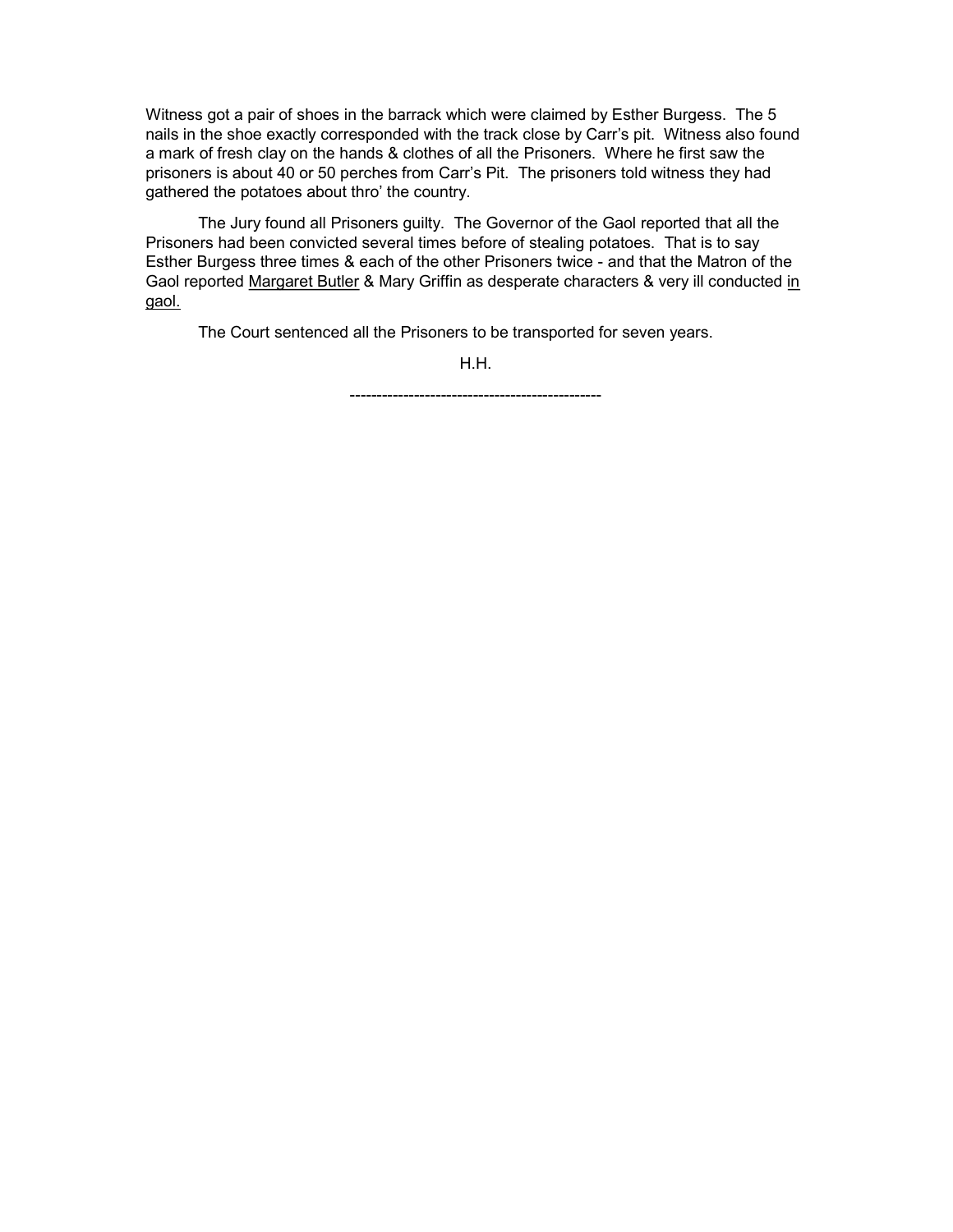Witness got a pair of shoes in the barrack which were claimed by Esther Burgess. The 5 nails in the shoe exactly corresponded with the track close by Carr's pit. Witness also found a mark of fresh clay on the hands & clothes of all the Prisoners. Where he first saw the prisoners is about 40 or 50 perches from Carr's Pit. The prisoners told witness they had gathered the potatoes about thro' the country.

The Jury found all Prisoners guilty. The Governor of the Gaol reported that all the Prisoners had been convicted several times before of stealing potatoes. That is to say Esther Burgess three times & each of the other Prisoners twice - and that the Matron of the Gaol reported <u>Margaret Butler</u> & Mary Griffin as desperate characters & very ill conducted <u>in gaol.</u>

The Court sentenced all the Prisoners to be transported for seven years.

H.H.

-----------------------------------------------